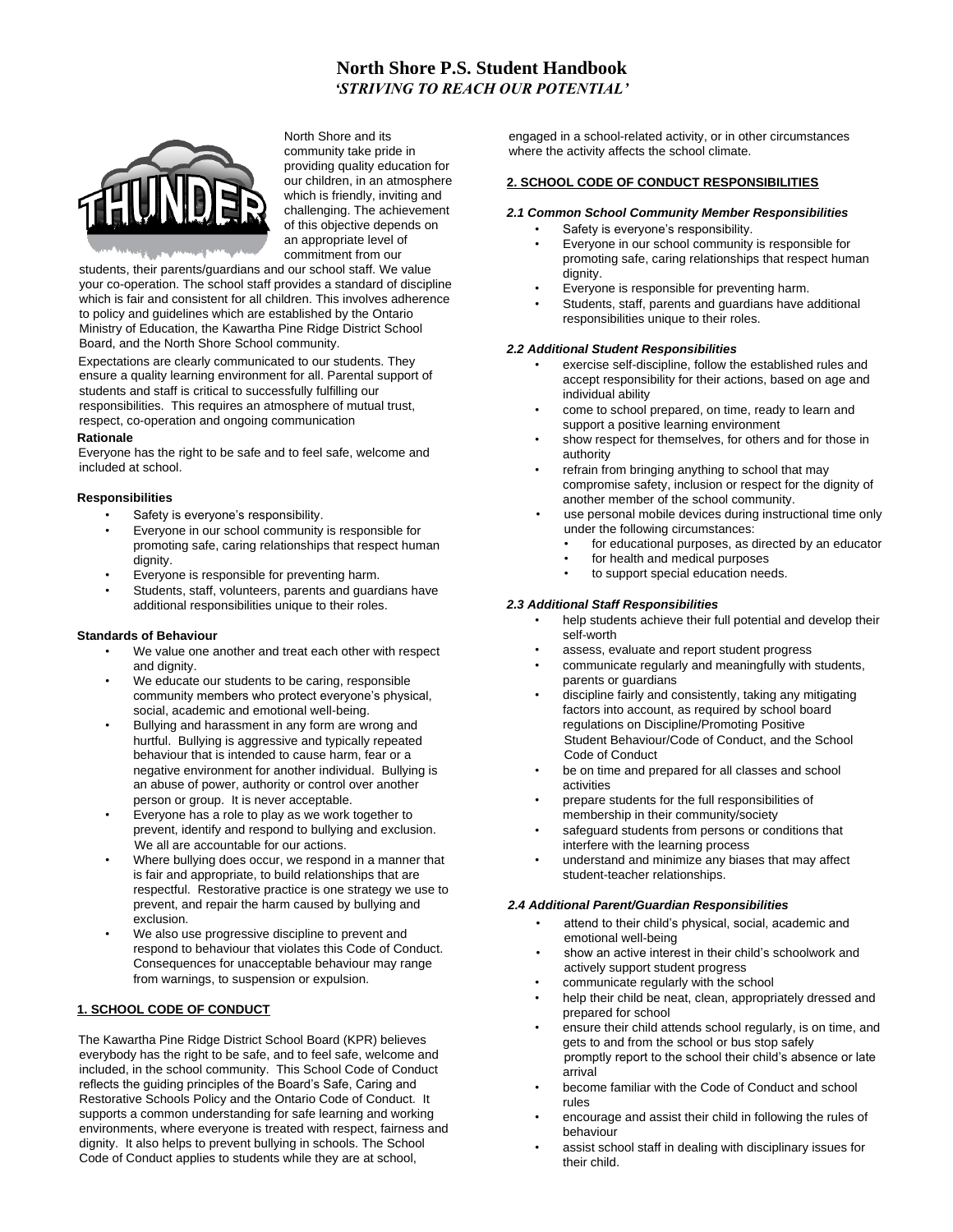# North Shore P.S. Student Handbook

***'STRIVING TO REACH OUR POTENTIAL'***

North Shore and its community take pride in providing quality education for our children, in an atmosphere which is friendly, inviting and challenging. The achievement of this objective depends on an appropriate level of commitment from our students, their parents/guardians and our school staff. We value your co-operation. The school staff provides a standard of discipline which is fair and consistent for all children. This involves adherence to policy and guidelines which are established by the Ontario Ministry of Education, the Kawartha Pine Ridge District School Board, and the North Shore School community.

Expectations are clearly communicated to our students. They ensure a quality learning environment for all. Parental support of students and staff is critical to successfully fulfilling our responsibilities. This requires an atmosphere of mutual trust, respect, co-operation and ongoing communication

**Rationale**

Everyone has the right to be safe and to feel safe, welcome and included at school.

**Responsibilities**

- Safety is everyone's responsibility.
- Everyone in our school community is responsible for promoting safe, caring relationships that respect human dignity.
- Everyone is responsible for preventing harm.
- Students, staff, volunteers, parents and guardians have additional responsibilities unique to their roles.

**Standards of Behaviour**

- We value one another and treat each other with respect and dignity.
- We educate our students to be caring, responsible community members who protect everyone's physical, social, academic and emotional well-being.
- Bullying and harassment in any form are wrong and hurtful. Bullying is aggressive and typically repeated behaviour that is intended to cause harm, fear or a negative environment for another individual. Bullying is an abuse of power, authority or control over another person or group. It is never acceptable.
- Everyone has a role to play as we work together to prevent, identify and respond to bullying and exclusion. We all are accountable for our actions.
- Where bullying does occur, we respond in a manner that is fair and appropriate, to build relationships that are respectful. Restorative practice is one strategy we use to prevent, and repair the harm caused by bullying and exclusion.
- We also use progressive discipline to prevent and respond to behaviour that violates this Code of Conduct. Consequences for unacceptable behaviour may range from warnings, to suspension or expulsion.

## 1. SCHOOL CODE OF CONDUCT

The Kawartha Pine Ridge District School Board (KPR) believes everybody has the right to be safe, and to feel safe, welcome and included, in the school community. This School Code of Conduct reflects the guiding principles of the Board's Safe, Caring and Restorative Schools Policy and the Ontario Code of Conduct. It supports a common understanding for safe learning and working environments, where everyone is treated with respect, fairness and dignity. It also helps to prevent bullying in schools. The School Code of Conduct applies to students while they are at school, engaged in a school-related activity, or in other circumstances where the activity affects the school climate.

## 2. SCHOOL CODE OF CONDUCT RESPONSIBILITIES

### *2.1 Common School Community Member Responsibilities*

- Safety is everyone's responsibility.
- Everyone in our school community is responsible for promoting safe, caring relationships that respect human dignity.
- Everyone is responsible for preventing harm.
- Students, staff, parents and guardians have additional responsibilities unique to their roles.

### *2.2 Additional Student Responsibilities*

- exercise self-discipline, follow the established rules and accept responsibility for their actions, based on age and individual ability
- come to school prepared, on time, ready to learn and support a positive learning environment
- show respect for themselves, for others and for those in authority
- refrain from bringing anything to school that may compromise safety, inclusion or respect for the dignity of another member of the school community.
- use personal mobile devices during instructional time only under the following circumstances:
  - for educational purposes, as directed by an educator
  - for health and medical purposes
  - to support special education needs.

### *2.3 Additional Staff Responsibilities*

- help students achieve their full potential and develop their self-worth
- assess, evaluate and report student progress
- communicate regularly and meaningfully with students, parents or guardians
- discipline fairly and consistently, taking any mitigating factors into account, as required by school board regulations on Discipline/Promoting Positive Student Behaviour/Code of Conduct, and the School Code of Conduct
- be on time and prepared for all classes and school activities
- prepare students for the full responsibilities of membership in their community/society
- safeguard students from persons or conditions that interfere with the learning process
- understand and minimize any biases that may affect student-teacher relationships.

### *2.4 Additional Parent/Guardian Responsibilities*

- attend to their child's physical, social, academic and emotional well-being
- show an active interest in their child's schoolwork and actively support student progress
- communicate regularly with the school
- help their child be neat, clean, appropriately dressed and prepared for school
- ensure their child attends school regularly, is on time, and gets to and from the school or bus stop safely promptly report to the school their child's absence or late arrival
- become familiar with the Code of Conduct and school rules
- encourage and assist their child in following the rules of behaviour
- assist school staff in dealing with disciplinary issues for their child.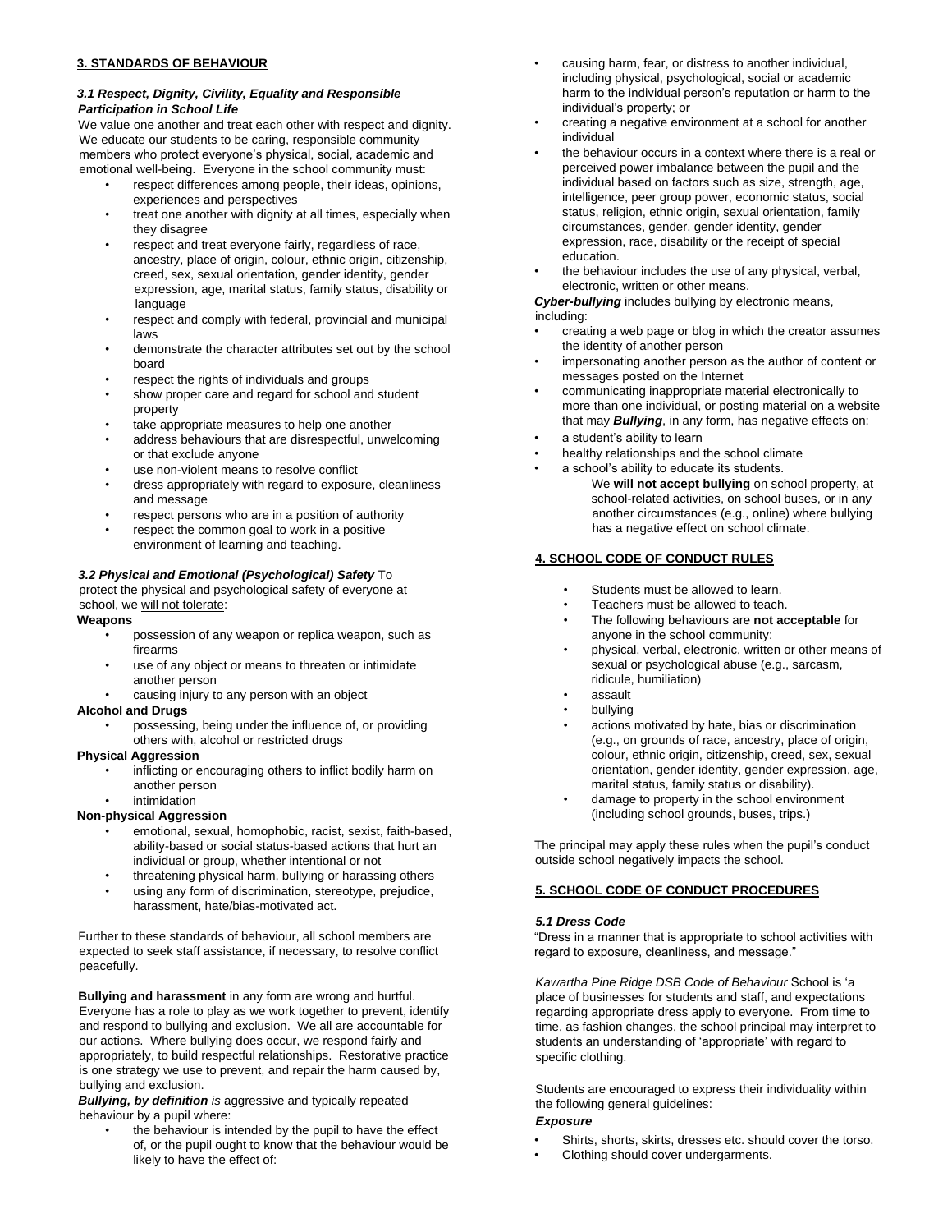## 3. STANDARDS OF BEHAVIOUR

### *3.1 Respect, Dignity, Civility, Equality and Responsible Participation in School Life*

We value one another and treat each other with respect and dignity. We educate our students to be caring, responsible community members who protect everyone's physical, social, academic and emotional well-being. Everyone in the school community must:

- respect differences among people, their ideas, opinions, experiences and perspectives
- treat one another with dignity at all times, especially when they disagree
- respect and treat everyone fairly, regardless of race, ancestry, place of origin, colour, ethnic origin, citizenship, creed, sex, sexual orientation, gender identity, gender expression, age, marital status, family status, disability or language
- respect and comply with federal, provincial and municipal laws
- demonstrate the character attributes set out by the school board
- respect the rights of individuals and groups
- show proper care and regard for school and student property
- take appropriate measures to help one another
- address behaviours that are disrespectful, unwelcoming or that exclude anyone
- use non-violent means to resolve conflict
- dress appropriately with regard to exposure, cleanliness and message
- respect persons who are in a position of authority
- respect the common goal to work in a positive environment of learning and teaching.

### *3.2 Physical and Emotional (Psychological) Safety*

To protect the physical and psychological safety of everyone at school, we will not tolerate:

**Weapons**

- possession of any weapon or replica weapon, such as firearms
- use of any object or means to threaten or intimidate another person
- causing injury to any person with an object

**Alcohol and Drugs**

- possessing, being under the influence of, or providing others with, alcohol or restricted drugs

**Physical Aggression**

- inflicting or encouraging others to inflict bodily harm on another person
- intimidation

**Non-physical Aggression**

- emotional, sexual, homophobic, racist, sexist, faith-based, ability-based or social status-based actions that hurt an individual or group, whether intentional or not
- threatening physical harm, bullying or harassing others
- using any form of discrimination, stereotype, prejudice, harassment, hate/bias-motivated act.

Further to these standards of behaviour, all school members are expected to seek staff assistance, if necessary, to resolve conflict peacefully.

**Bullying and harassment** in any form are wrong and hurtful. Everyone has a role to play as we work together to prevent, identify and respond to bullying and exclusion. We all are accountable for our actions. Where bullying does occur, we respond fairly and appropriately, to build respectful relationships. Restorative practice is one strategy we use to prevent, and repair the harm caused by, bullying and exclusion.

***Bullying, by definition*** *is* aggressive and typically repeated behaviour by a pupil where:

- the behaviour is intended by the pupil to have the effect of, or the pupil ought to know that the behaviour would be likely to have the effect of:
- causing harm, fear, or distress to another individual, including physical, psychological, social or academic harm to the individual person's reputation or harm to the individual's property; or
- creating a negative environment at a school for another individual
- the behaviour occurs in a context where there is a real or perceived power imbalance between the pupil and the individual based on factors such as size, strength, age, intelligence, peer group power, economic status, social status, religion, ethnic origin, sexual orientation, family circumstances, gender, gender identity, gender expression, race, disability or the receipt of special education.
- the behaviour includes the use of any physical, verbal, electronic, written or other means.

***Cyber-bullying*** includes bullying by electronic means, including:

- creating a web page or blog in which the creator assumes the identity of another person
- impersonating another person as the author of content or messages posted on the Internet
- communicating inappropriate material electronically to more than one individual, or posting material on a website that may ***Bullying***, in any form, has negative effects on:
- a student's ability to learn
- healthy relationships and the school climate
- a school's ability to educate its students.

We **will not accept bullying** on school property, at school-related activities, on school buses, or in any another circumstances (e.g., online) where bullying has a negative effect on school climate.

## 4. SCHOOL CODE OF CONDUCT RULES

- Students must be allowed to learn.
- Teachers must be allowed to teach.
- The following behaviours are **not acceptable** for anyone in the school community:
- physical, verbal, electronic, written or other means of sexual or psychological abuse (e.g., sarcasm, ridicule, humiliation)
- assault
- bullying
- actions motivated by hate, bias or discrimination (e.g., on grounds of race, ancestry, place of origin, colour, ethnic origin, citizenship, creed, sex, sexual orientation, gender identity, gender expression, age, marital status, family status or disability).
- damage to property in the school environment (including school grounds, buses, trips.)

The principal may apply these rules when the pupil's conduct outside school negatively impacts the school.

## 5. SCHOOL CODE OF CONDUCT PROCEDURES

### *5.1 Dress Code*

"Dress in a manner that is appropriate to school activities with regard to exposure, cleanliness, and message."

*Kawartha Pine Ridge DSB Code of Behaviour* School is 'a place of businesses for students and staff, and expectations regarding appropriate dress apply to everyone. From time to time, as fashion changes, the school principal may interpret to students an understanding of 'appropriate' with regard to specific clothing.

Students are encouraged to express their individuality within the following general guidelines:

***Exposure***

- Shirts, shorts, skirts, dresses etc. should cover the torso.
- Clothing should cover undergarments.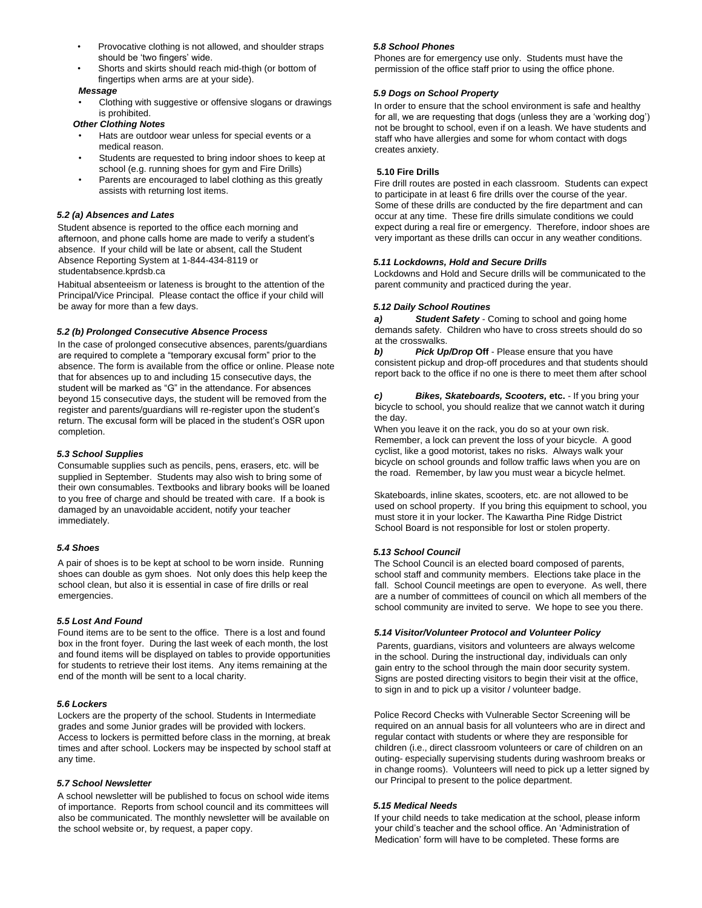- Provocative clothing is not allowed, and shoulder straps should be 'two fingers' wide.
- Shorts and skirts should reach mid-thigh (or bottom of fingertips when arms are at your side).

***Message***

- Clothing with suggestive or offensive slogans or drawings is prohibited.

***Other Clothing Notes***

- Hats are outdoor wear unless for special events or a medical reason.
- Students are requested to bring indoor shoes to keep at school (e.g. running shoes for gym and Fire Drills)
- Parents are encouraged to label clothing as this greatly assists with returning lost items.

***5.2 (a) Absences and Lates***

Student absence is reported to the office each morning and afternoon, and phone calls home are made to verify a student's absence. If your child will be late or absent, call the Student Absence Reporting System at 1-844-434-8119 or studentabsence.kprdsb.ca

Habitual absenteeism or lateness is brought to the attention of the Principal/Vice Principal. Please contact the office if your child will be away for more than a few days.

***5.2 (b) Prolonged Consecutive Absence Process***

In the case of prolonged consecutive absences, parents/guardians are required to complete a "temporary excusal form" prior to the absence. The form is available from the office or online. Please note that for absences up to and including 15 consecutive days, the student will be marked as "G" in the attendance. For absences beyond 15 consecutive days, the student will be removed from the register and parents/guardians will re-register upon the student's return. The excusal form will be placed in the student's OSR upon completion.

***5.3 School Supplies***

Consumable supplies such as pencils, pens, erasers, etc. will be supplied in September. Students may also wish to bring some of their own consumables. Textbooks and library books will be loaned to you free of charge and should be treated with care. If a book is damaged by an unavoidable accident, notify your teacher immediately.

***5.4 Shoes***

A pair of shoes is to be kept at school to be worn inside. Running shoes can double as gym shoes. Not only does this help keep the school clean, but also it is essential in case of fire drills or real emergencies.

***5.5 Lost And Found***

Found items are to be sent to the office. There is a lost and found box in the front foyer. During the last week of each month, the lost and found items will be displayed on tables to provide opportunities for students to retrieve their lost items. Any items remaining at the end of the month will be sent to a local charity.

***5.6 Lockers***

Lockers are the property of the school. Students in Intermediate grades and some Junior grades will be provided with lockers. Access to lockers is permitted before class in the morning, at break times and after school. Lockers may be inspected by school staff at any time.

***5.7 School Newsletter***

A school newsletter will be published to focus on school wide items of importance. Reports from school council and its committees will also be communicated. The monthly newsletter will be available on the school website or, by request, a paper copy.

***5.8 School Phones***

Phones are for emergency use only. Students must have the permission of the office staff prior to using the office phone.

***5.9 Dogs on School Property***

In order to ensure that the school environment is safe and healthy for all, we are requesting that dogs (unless they are a 'working dog') not be brought to school, even if on a leash. We have students and staff who have allergies and some for whom contact with dogs creates anxiety.

**5.10 Fire Drills**

Fire drill routes are posted in each classroom. Students can expect to participate in at least 6 fire drills over the course of the year. Some of these drills are conducted by the fire department and can occur at any time. These fire drills simulate conditions we could expect during a real fire or emergency. Therefore, indoor shoes are very important as these drills can occur in any weather conditions.

***5.11 Lockdowns, Hold and Secure Drills***

Lockdowns and Hold and Secure drills will be communicated to the parent community and practiced during the year.

***5.12 Daily School Routines***

***a)*** ***Student Safety*** - Coming to school and going home demands safety. Children who have to cross streets should do so at the crosswalks.

***b)*** ***Pick Up/Drop* Off** - Please ensure that you have consistent pickup and drop-off procedures and that students should report back to the office if no one is there to meet them after school

***c)*** ***Bikes, Skateboards, Scooters,* etc.** - If you bring your bicycle to school, you should realize that we cannot watch it during the day.

When you leave it on the rack, you do so at your own risk. Remember, a lock can prevent the loss of your bicycle. A good cyclist, like a good motorist, takes no risks. Always walk your bicycle on school grounds and follow traffic laws when you are on the road. Remember, by law you must wear a bicycle helmet.

Skateboards, inline skates, scooters, etc. are not allowed to be used on school property. If you bring this equipment to school, you must store it in your locker. The Kawartha Pine Ridge District School Board is not responsible for lost or stolen property.

***5.13 School Council***

The School Council is an elected board composed of parents, school staff and community members. Elections take place in the fall. School Council meetings are open to everyone. As well, there are a number of committees of council on which all members of the school community are invited to serve. We hope to see you there.

***5.14 Visitor/Volunteer Protocol and Volunteer Policy***

Parents, guardians, visitors and volunteers are always welcome in the school. During the instructional day, individuals can only gain entry to the school through the main door security system. Signs are posted directing visitors to begin their visit at the office, to sign in and to pick up a visitor / volunteer badge.

Police Record Checks with Vulnerable Sector Screening will be required on an annual basis for all volunteers who are in direct and regular contact with students or where they are responsible for children (i.e., direct classroom volunteers or care of children on an outing- especially supervising students during washroom breaks or in change rooms). Volunteers will need to pick up a letter signed by our Principal to present to the police department.

***5.15 Medical Needs***

If your child needs to take medication at the school, please inform your child's teacher and the school office. An 'Administration of Medication' form will have to be completed. These forms are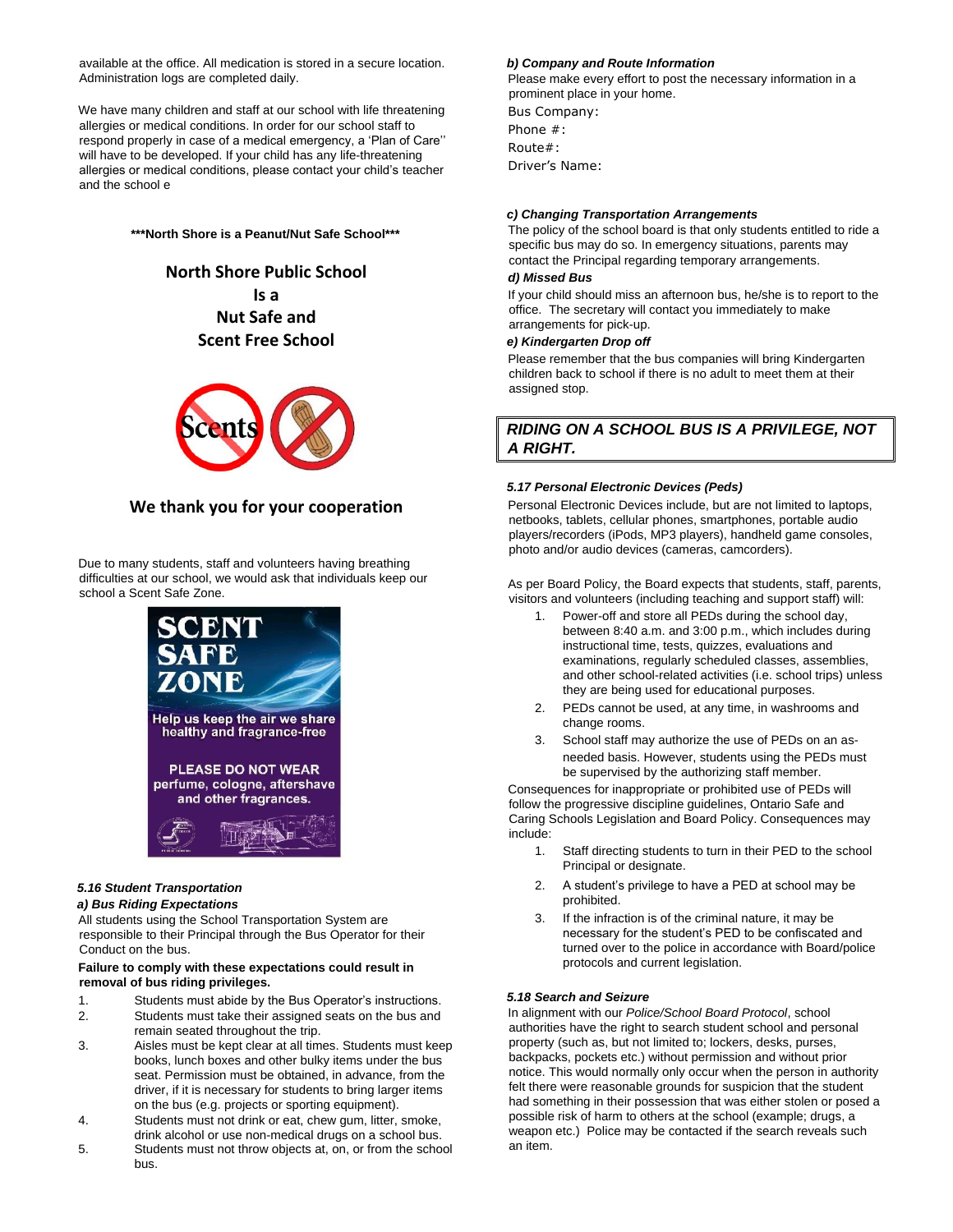available at the office. All medication is stored in a secure location. Administration logs are completed daily.

We have many children and staff at our school with life threatening allergies or medical conditions. In order for our school staff to respond properly in case of a medical emergency, a 'Plan of Care'' will have to be developed. If your child has any life-threatening allergies or medical conditions, please contact your child's teacher and the school e

**\*\*\*North Shore is a Peanut/Nut Safe School\*\*\***

**North Shore Public School
Is a
Nut Safe and
Scent Free School**

**We thank you for your cooperation**

Due to many students, staff and volunteers having breathing difficulties at our school, we would ask that individuals keep our school a Scent Safe Zone.

SCENT SAFE ZONE

Help us keep the air we share healthy and fragrance-free

PLEASE DO NOT WEAR perfume, cologne, aftershave and other fragrances.

### *5.16 Student Transportation*

#### *a) Bus Riding Expectations*

All students using the School Transportation System are responsible to their Principal through the Bus Operator for their Conduct on the bus.

**Failure to comply with these expectations could result in removal of bus riding privileges.**

1. Students must abide by the Bus Operator's instructions.
2. Students must take their assigned seats on the bus and remain seated throughout the trip.
3. Aisles must be kept clear at all times. Students must keep books, lunch boxes and other bulky items under the bus seat. Permission must be obtained, in advance, from the driver, if it is necessary for students to bring larger items on the bus (e.g. projects or sporting equipment).
4. Students must not drink or eat, chew gum, litter, smoke, drink alcohol or use non-medical drugs on a school bus.
5. Students must not throw objects at, on, or from the school bus.

#### *b) Company and Route Information*

Please make every effort to post the necessary information in a prominent place in your home.

Bus Company:
Phone #:
Route#:
Driver's Name:

#### *c) Changing Transportation Arrangements*

The policy of the school board is that only students entitled to ride a specific bus may do so. In emergency situations, parents may contact the Principal regarding temporary arrangements.

#### *d) Missed Bus*

If your child should miss an afternoon bus, he/she is to report to the office. The secretary will contact you immediately to make arrangements for pick-up.

#### *e) Kindergarten Drop off*

Please remember that the bus companies will bring Kindergarten children back to school if there is no adult to meet them at their assigned stop.

***RIDING ON A SCHOOL BUS IS A PRIVILEGE, NOT A RIGHT.***

### *5.17 Personal Electronic Devices (Peds)*

Personal Electronic Devices include, but are not limited to laptops, netbooks, tablets, cellular phones, smartphones, portable audio players/recorders (iPods, MP3 players), handheld game consoles, photo and/or audio devices (cameras, camcorders).

As per Board Policy, the Board expects that students, staff, parents, visitors and volunteers (including teaching and support staff) will:

1. Power-off and store all PEDs during the school day, between 8:40 a.m. and 3:00 p.m., which includes during instructional time, tests, quizzes, evaluations and examinations, regularly scheduled classes, assemblies, and other school-related activities (i.e. school trips) unless they are being used for educational purposes.
2. PEDs cannot be used, at any time, in washrooms and change rooms.
3. School staff may authorize the use of PEDs on an as-needed basis. However, students using the PEDs must be supervised by the authorizing staff member.

Consequences for inappropriate or prohibited use of PEDs will follow the progressive discipline guidelines, Ontario Safe and Caring Schools Legislation and Board Policy. Consequences may include:

1. Staff directing students to turn in their PED to the school Principal or designate.
2. A student's privilege to have a PED at school may be prohibited.
3. If the infraction is of the criminal nature, it may be necessary for the student's PED to be confiscated and turned over to the police in accordance with Board/police protocols and current legislation.

### *5.18 Search and Seizure*

In alignment with our *Police/School Board Protocol*, school authorities have the right to search student school and personal property (such as, but not limited to; lockers, desks, purses, backpacks, pockets etc.) without permission and without prior notice. This would normally only occur when the person in authority felt there were reasonable grounds for suspicion that the student had something in their possession that was either stolen or posed a possible risk of harm to others at the school (example; drugs, a weapon etc.) Police may be contacted if the search reveals such an item.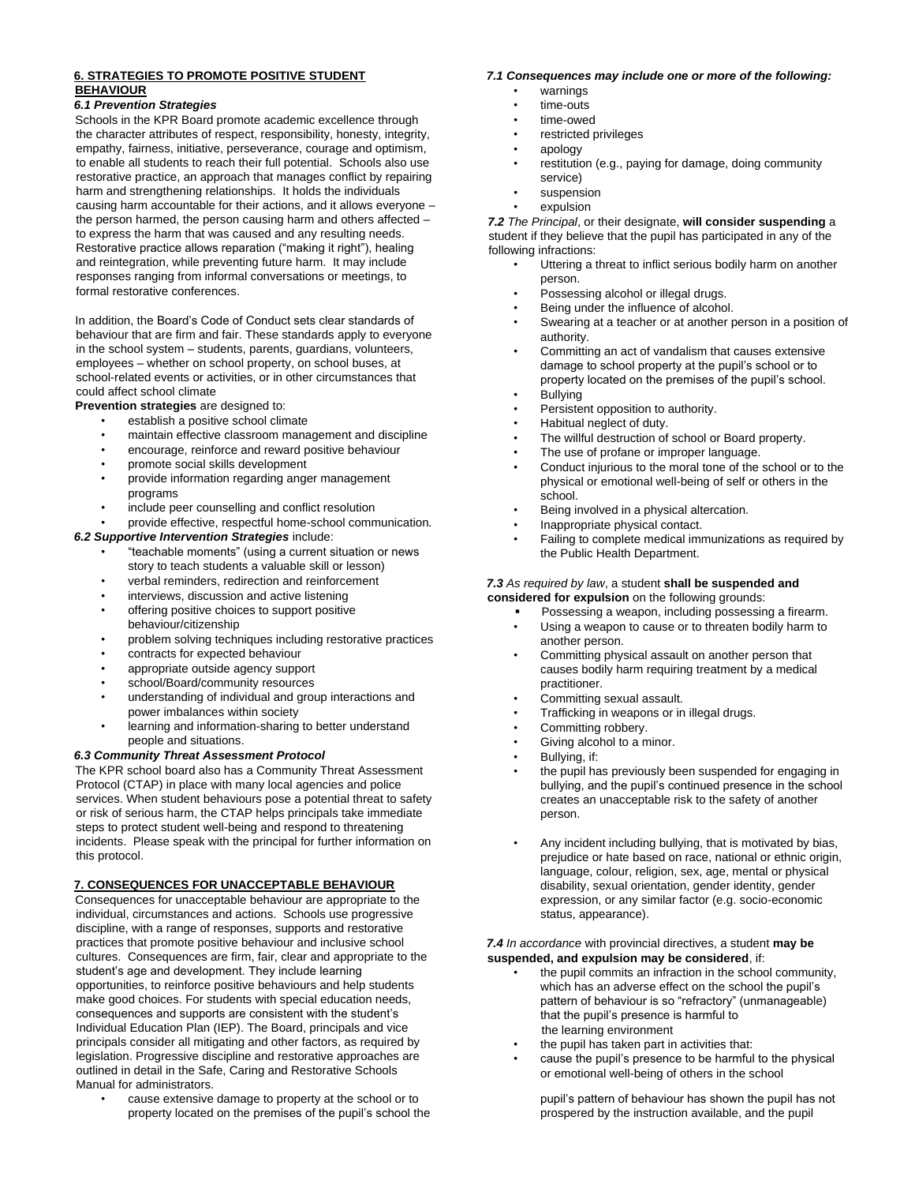## 6. STRATEGIES TO PROMOTE POSITIVE STUDENT BEHAVIOUR

### *6.1 Prevention Strategies*

Schools in the KPR Board promote academic excellence through the character attributes of respect, responsibility, honesty, integrity, empathy, fairness, initiative, perseverance, courage and optimism, to enable all students to reach their full potential. Schools also use restorative practice, an approach that manages conflict by repairing harm and strengthening relationships. It holds the individuals causing harm accountable for their actions, and it allows everyone – the person harmed, the person causing harm and others affected – to express the harm that was caused and any resulting needs. Restorative practice allows reparation ("making it right"), healing and reintegration, while preventing future harm. It may include responses ranging from informal conversations or meetings, to formal restorative conferences.

In addition, the Board's Code of Conduct sets clear standards of behaviour that are firm and fair. These standards apply to everyone in the school system – students, parents, guardians, volunteers, employees – whether on school property, on school buses, at school-related events or activities, or in other circumstances that could affect school climate

**Prevention strategies** are designed to:

- establish a positive school climate
- maintain effective classroom management and discipline
- encourage, reinforce and reward positive behaviour
- promote social skills development
- provide information regarding anger management programs
- include peer counselling and conflict resolution
- provide effective, respectful home-school communication.

### *6.2 Supportive Intervention Strategies* include:

- "teachable moments" (using a current situation or news story to teach students a valuable skill or lesson)
- verbal reminders, redirection and reinforcement
- interviews, discussion and active listening
- offering positive choices to support positive behaviour/citizenship
- problem solving techniques including restorative practices
- contracts for expected behaviour
- appropriate outside agency support
- school/Board/community resources
- understanding of individual and group interactions and power imbalances within society
- learning and information-sharing to better understand people and situations.

### *6.3 Community Threat Assessment Protocol*

The KPR school board also has a Community Threat Assessment Protocol (CTAP) in place with many local agencies and police services. When student behaviours pose a potential threat to safety or risk of serious harm, the CTAP helps principals take immediate steps to protect student well-being and respond to threatening incidents. Please speak with the principal for further information on this protocol.

## 7. CONSEQUENCES FOR UNACCEPTABLE BEHAVIOUR

Consequences for unacceptable behaviour are appropriate to the individual, circumstances and actions. Schools use progressive discipline, with a range of responses, supports and restorative practices that promote positive behaviour and inclusive school cultures. Consequences are firm, fair, clear and appropriate to the student's age and development. They include learning opportunities, to reinforce positive behaviours and help students make good choices. For students with special education needs, consequences and supports are consistent with the student's Individual Education Plan (IEP). The Board, principals and vice principals consider all mitigating and other factors, as required by legislation. Progressive discipline and restorative approaches are outlined in detail in the Safe, Caring and Restorative Schools Manual for administrators.

- cause extensive damage to property at the school or to property located on the premises of the pupil's school the

### *7.1 Consequences may include one or more of the following:*

- warnings
- time-outs
- time-owed
- restricted privileges
- apology
- restitution (e.g., paying for damage, doing community service)
- suspension
- expulsion

***7.2*** *The Principal*, or their designate, **will consider suspending** a student if they believe that the pupil has participated in any of the following infractions:

- Uttering a threat to inflict serious bodily harm on another person.
- Possessing alcohol or illegal drugs.
- Being under the influence of alcohol.
- Swearing at a teacher or at another person in a position of authority.
- Committing an act of vandalism that causes extensive damage to school property at the pupil's school or to property located on the premises of the pupil's school.
- Bullying
- Persistent opposition to authority.
- Habitual neglect of duty.
- The willful destruction of school or Board property.
- The use of profane or improper language.
- Conduct injurious to the moral tone of the school or to the physical or emotional well-being of self or others in the school.
- Being involved in a physical altercation.
- Inappropriate physical contact.
- Failing to complete medical immunizations as required by the Public Health Department.

***7.3*** *As required by law*, a student **shall be suspended and considered for expulsion** on the following grounds:

- Possessing a weapon, including possessing a firearm.
- Using a weapon to cause or to threaten bodily harm to another person.
- Committing physical assault on another person that causes bodily harm requiring treatment by a medical practitioner.
- Committing sexual assault.
- Trafficking in weapons or in illegal drugs.
- Committing robbery.
- Giving alcohol to a minor.
- Bullying, if:
- the pupil has previously been suspended for engaging in bullying, and the pupil's continued presence in the school creates an unacceptable risk to the safety of another person.
- Any incident including bullying, that is motivated by bias, prejudice or hate based on race, national or ethnic origin, language, colour, religion, sex, age, mental or physical disability, sexual orientation, gender identity, gender expression, or any similar factor (e.g. socio-economic status, appearance).

***7.4*** *In accordance* with provincial directives, a student **may be suspended, and expulsion may be considered**, if:

- the pupil commits an infraction in the school community, which has an adverse effect on the school the pupil's pattern of behaviour is so "refractory" (unmanageable) that the pupil's presence is harmful to the learning environment
- the pupil has taken part in activities that:
- cause the pupil's presence to be harmful to the physical or emotional well-being of others in the school

  pupil's pattern of behaviour has shown the pupil has not prospered by the instruction available, and the pupil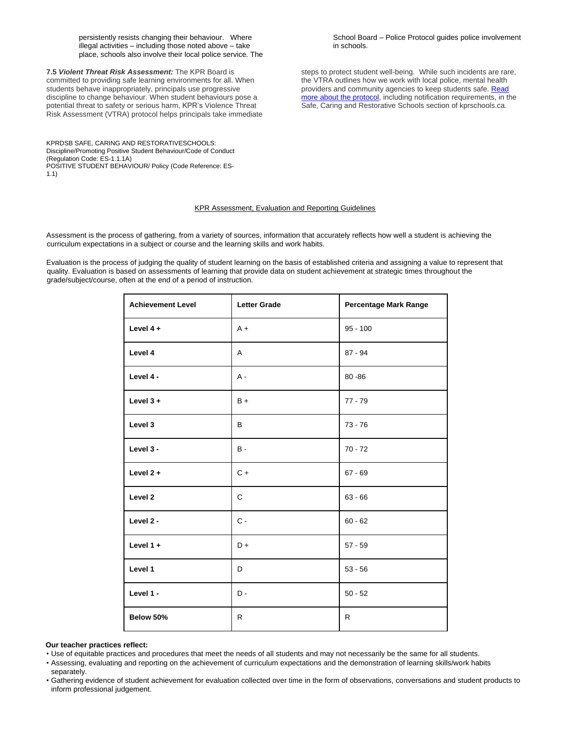persistently resists changing their behaviour. Where illegal activities – including those noted above – take place, schools also involve their local police service. The School Board – Police Protocol guides police involvement in schools.

**7.5** ***Violent Threat Risk Assessment:*** The KPR Board is committed to providing safe learning environments for all. When students behave inappropriately, principals use progressive discipline to change behaviour. When student behaviours pose a potential threat to safety or serious harm, KPR's Violence Threat Risk Assessment (VTRA) protocol helps principals take immediate steps to protect student well-being. While such incidents are rare, the VTRA outlines how we work with local police, mental health providers and community agencies to keep students safe. [Read more about the protocol], including notification requirements, in the Safe, Caring and Restorative Schools section of kprschools.ca.

KPRDSB SAFE, CARING AND RESTORATIVESCHOOLS:
Discipline/Promoting Positive Student Behaviour/Code of Conduct (Regulation Code: ES-1.1.1A)
POSITIVE STUDENT BEHAVIOUR/ Policy (Code Reference: ES-1.1)

## KPR Assessment, Evaluation and Reporting Guidelines

Assessment is the process of gathering, from a variety of sources, information that accurately reflects how well a student is achieving the curriculum expectations in a subject or course and the learning skills and work habits.

Evaluation is the process of judging the quality of student learning on the basis of established criteria and assigning a value to represent that quality. Evaluation is based on assessments of learning that provide data on student achievement at strategic times throughout the grade/subject/course, often at the end of a period of instruction.

| Achievement Level | Letter Grade | Percentage Mark Range |
|---|---|---|
| **Level 4 +** | A + | 95 - 100 |
| **Level 4** | A | 87 - 94 |
| **Level 4 -** | A - | 80 -86 |
| **Level 3 +** | B + | 77 - 79 |
| **Level 3** | B | 73 - 76 |
| **Level 3 -** | B - | 70 - 72 |
| **Level 2 +** | C + | 67 - 69 |
| **Level 2** | C | 63 - 66 |
| **Level 2 -** | C - | 60 - 62 |
| **Level 1 +** | D + | 57 - 59 |
| **Level 1** | D | 53 - 56 |
| **Level 1 -** | D - | 50 - 52 |
| **Below 50%** | R | R |

**Our teacher practices reflect:**

- Use of equitable practices and procedures that meet the needs of all students and may not necessarily be the same for all students.
- Assessing, evaluating and reporting on the achievement of curriculum expectations and the demonstration of learning skills/work habits separately.
- Gathering evidence of student achievement for evaluation collected over time in the form of observations, conversations and student products to inform professional judgement.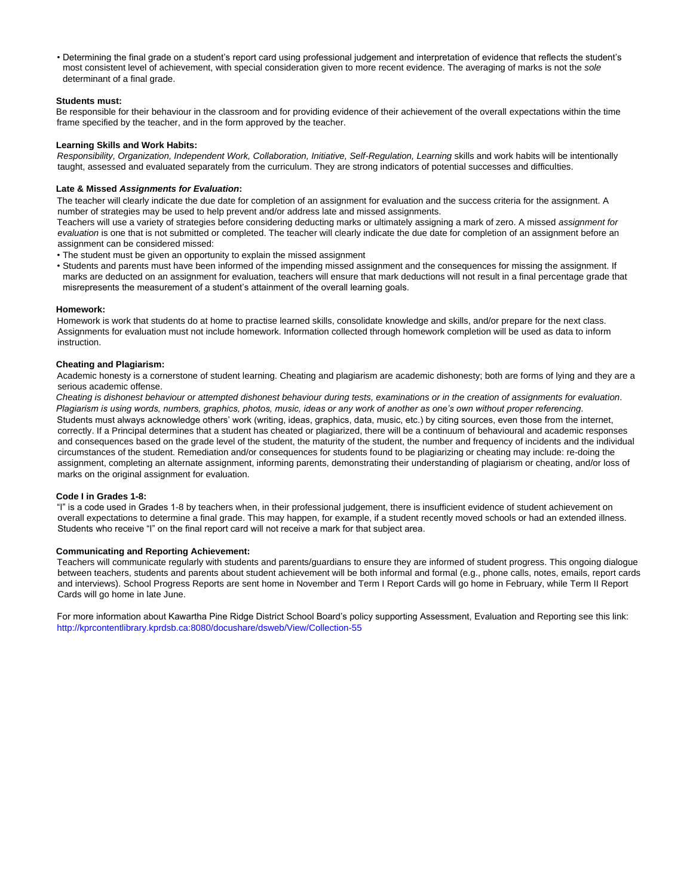- Determining the final grade on a student's report card using professional judgement and interpretation of evidence that reflects the student's most consistent level of achievement, with special consideration given to more recent evidence. The averaging of marks is not the *sole* determinant of a final grade.

**Students must:**

Be responsible for their behaviour in the classroom and for providing evidence of their achievement of the overall expectations within the time frame specified by the teacher, and in the form approved by the teacher.

**Learning Skills and Work Habits:**

*Responsibility, Organization, Independent Work, Collaboration, Initiative, Self-Regulation, Learning* skills and work habits will be intentionally taught, assessed and evaluated separately from the curriculum. They are strong indicators of potential successes and difficulties.

**Late & Missed *Assignments for Evaluation*:**

The teacher will clearly indicate the due date for completion of an assignment for evaluation and the success criteria for the assignment. A number of strategies may be used to help prevent and/or address late and missed assignments.

Teachers will use a variety of strategies before considering deducting marks or ultimately assigning a mark of zero. A missed *assignment for evaluation* is one that is not submitted or completed. The teacher will clearly indicate the due date for completion of an assignment before an assignment can be considered missed:

- The student must be given an opportunity to explain the missed assignment
- Students and parents must have been informed of the impending missed assignment and the consequences for missing the assignment. If marks are deducted on an assignment for evaluation, teachers will ensure that mark deductions will not result in a final percentage grade that misrepresents the measurement of a student's attainment of the overall learning goals.

**Homework:**

Homework is work that students do at home to practise learned skills, consolidate knowledge and skills, and/or prepare for the next class. Assignments for evaluation must not include homework. Information collected through homework completion will be used as data to inform instruction.

**Cheating and Plagiarism:**

Academic honesty is a cornerstone of student learning. Cheating and plagiarism are academic dishonesty; both are forms of lying and they are a serious academic offense.

*Cheating is dishonest behaviour or attempted dishonest behaviour during tests, examinations or in the creation of assignments for evaluation*.

*Plagiarism is using words, numbers, graphics, photos, music, ideas or any work of another as one's own without proper referencing*.

Students must always acknowledge others' work (writing, ideas, graphics, data, music, etc.) by citing sources, even those from the internet, correctly. If a Principal determines that a student has cheated or plagiarized, there will be a continuum of behavioural and academic responses and consequences based on the grade level of the student, the maturity of the student, the number and frequency of incidents and the individual circumstances of the student. Remediation and/or consequences for students found to be plagiarizing or cheating may include: re-doing the assignment, completing an alternate assignment, informing parents, demonstrating their understanding of plagiarism or cheating, and/or loss of marks on the original assignment for evaluation.

**Code I in Grades 1-8:**

"I" is a code used in Grades 1-8 by teachers when, in their professional judgement, there is insufficient evidence of student achievement on overall expectations to determine a final grade. This may happen, for example, if a student recently moved schools or had an extended illness. Students who receive "I" on the final report card will not receive a mark for that subject area.

**Communicating and Reporting Achievement:**

Teachers will communicate regularly with students and parents/guardians to ensure they are informed of student progress. This ongoing dialogue between teachers, students and parents about student achievement will be both informal and formal (e.g., phone calls, notes, emails, report cards and interviews). School Progress Reports are sent home in November and Term I Report Cards will go home in February, while Term II Report Cards will go home in late June.

For more information about Kawartha Pine Ridge District School Board's policy supporting Assessment, Evaluation and Reporting see this link: http://kprcontentlibrary.kprdsb.ca:8080/docushare/dsweb/View/Collection-55